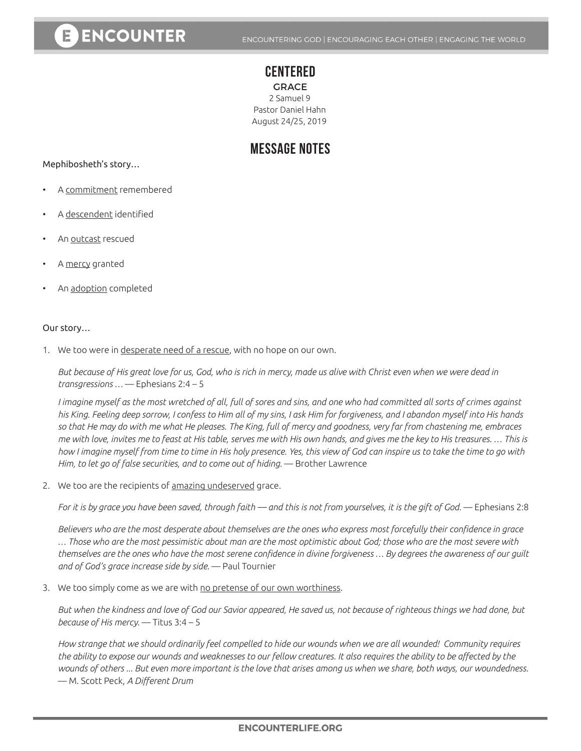# CENTERED

## GRACE

2 Samuel 9
Pastor Daniel Hahn
August 24/25, 2019

## MESSAGE NOTES

Mephibosheth's story…

- A commitment remembered
- A descendent identified
- An outcast rescued
- A mercy granted
- An adoption completed

Our story…

1. We too were in desperate need of a rescue, with no hope on our own.

   *But because of His great love for us, God, who is rich in mercy, made us alive with Christ even when we were dead in transgressions …* — Ephesians 2:4 – 5

   *I imagine myself as the most wretched of all, full of sores and sins, and one who had committed all sorts of crimes against his King. Feeling deep sorrow, I confess to Him all of my sins, I ask Him for forgiveness, and I abandon myself into His hands so that He may do with me what He pleases. The King, full of mercy and goodness, very far from chastening me, embraces me with love, invites me to feast at His table, serves me with His own hands, and gives me the key to His treasures. … This is how I imagine myself from time to time in His holy presence. Yes, this view of God can inspire us to take the time to go with Him, to let go of false securities, and to come out of hiding.* — Brother Lawrence

2. We too are the recipients of amazing undeserved grace.

   *For it is by grace you have been saved, through faith — and this is not from yourselves, it is the gift of God.* — Ephesians 2:8

   *Believers who are the most desperate about themselves are the ones who express most forcefully their confidence in grace … Those who are the most pessimistic about man are the most optimistic about God; those who are the most severe with themselves are the ones who have the most serene confidence in divine forgiveness … By degrees the awareness of our guilt and of God's grace increase side by side.* — Paul Tournier

3. We too simply come as we are with no pretense of our own worthiness.

   *But when the kindness and love of God our Savior appeared, He saved us, not because of righteous things we had done, but because of His mercy.* — Titus 3:4 – 5

   *How strange that we should ordinarily feel compelled to hide our wounds when we are all wounded! Community requires the ability to expose our wounds and weaknesses to our fellow creatures. It also requires the ability to be affected by the wounds of others ... But even more important is the love that arises among us when we share, both ways, our woundedness.* — M. Scott Peck, *A Different Drum*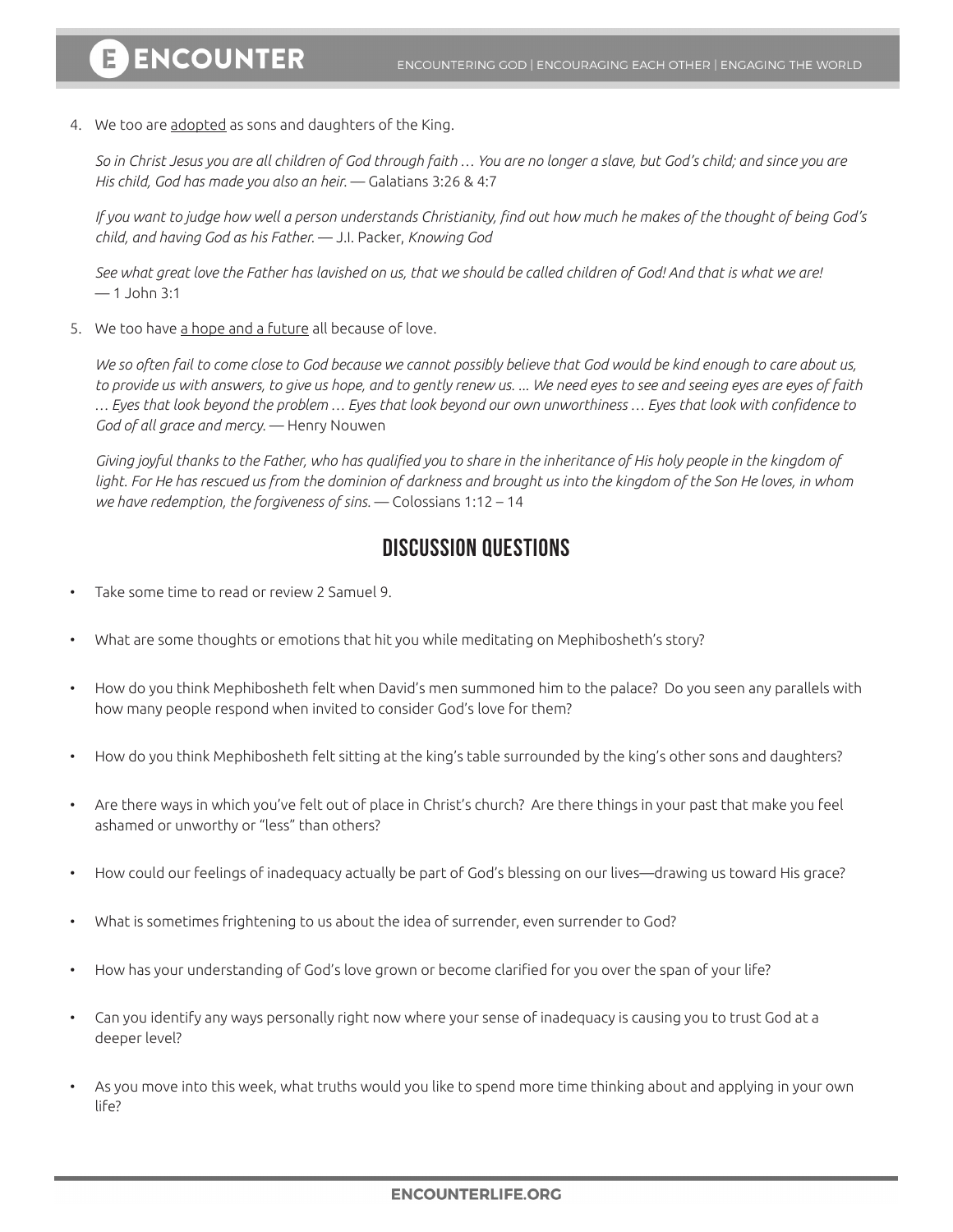4. We too are <u>adopted</u> as sons and daughters of the King.

   *So in Christ Jesus you are all children of God through faith … You are no longer a slave, but God's child; and since you are His child, God has made you also an heir.* — Galatians 3:26 & 4:7

   *If you want to judge how well a person understands Christianity, find out how much he makes of the thought of being God's child, and having God as his Father.* — J.I. Packer, *Knowing God*

   *See what great love the Father has lavished on us, that we should be called children of God! And that is what we are!* — 1 John 3:1

5. We too have <u>a hope and a future</u> all because of love.

   *We so often fail to come close to God because we cannot possibly believe that God would be kind enough to care about us, to provide us with answers, to give us hope, and to gently renew us. ... We need eyes to see and seeing eyes are eyes of faith … Eyes that look beyond the problem … Eyes that look beyond our own unworthiness … Eyes that look with confidence to God of all grace and mercy.* — Henry Nouwen

   *Giving joyful thanks to the Father, who has qualified you to share in the inheritance of His holy people in the kingdom of light. For He has rescued us from the dominion of darkness and brought us into the kingdom of the Son He loves, in whom we have redemption, the forgiveness of sins.* — Colossians 1:12 – 14

## DISCUSSION QUESTIONS

- Take some time to read or review 2 Samuel 9.
- What are some thoughts or emotions that hit you while meditating on Mephibosheth's story?
- How do you think Mephibosheth felt when David's men summoned him to the palace? Do you seen any parallels with how many people respond when invited to consider God's love for them?
- How do you think Mephibosheth felt sitting at the king's table surrounded by the king's other sons and daughters?
- Are there ways in which you've felt out of place in Christ's church? Are there things in your past that make you feel ashamed or unworthy or "less" than others?
- How could our feelings of inadequacy actually be part of God's blessing on our lives—drawing us toward His grace?
- What is sometimes frightening to us about the idea of surrender, even surrender to God?
- How has your understanding of God's love grown or become clarified for you over the span of your life?
- Can you identify any ways personally right now where your sense of inadequacy is causing you to trust God at a deeper level?
- As you move into this week, what truths would you like to spend more time thinking about and applying in your own life?